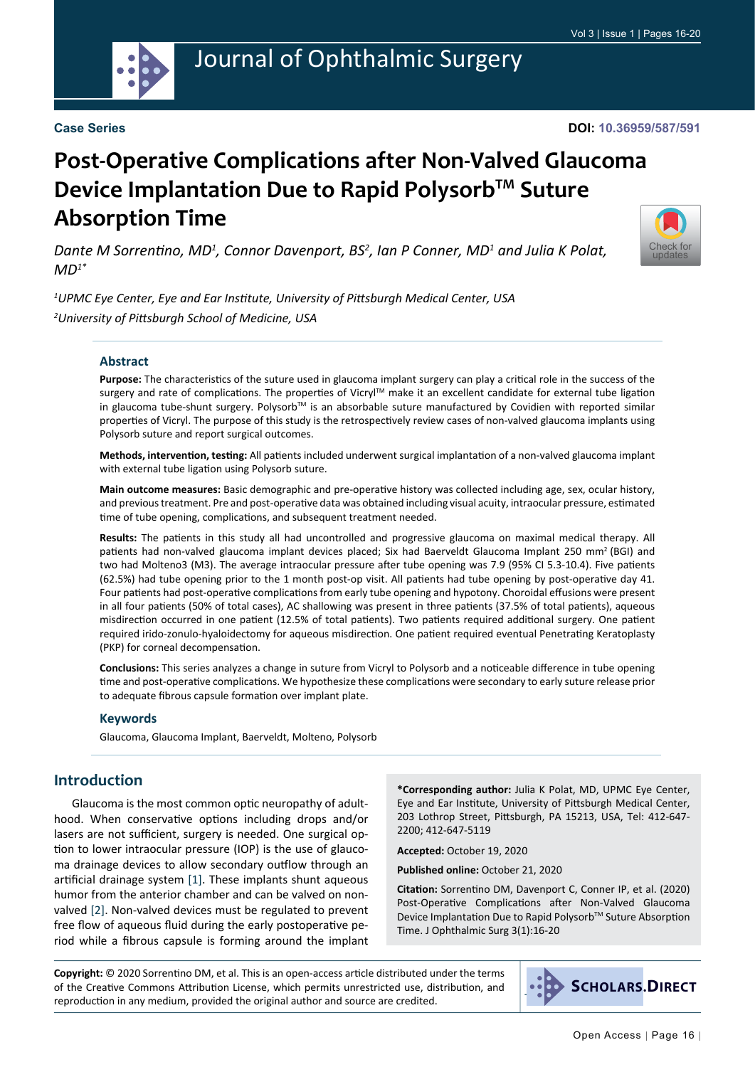Case Series

DOI: 10.36959/587/591

# Post-Operative Complications after Non-Valved Glaucoma Device Implantation Due to Rapid Polysorb™ Suture Absorption Time

*Dante M Sorrentino, MD[1], Connor Davenport, BS[2], Ian P Conner, MD[1] and Julia K Polat, MD[1*]*

*[1]UPMC Eye Center, Eye and Ear Institute, University of Pittsburgh Medical Center, USA*

*[2]University of Pittsburgh School of Medicine, USA*

## Abstract

**Purpose:** The characteristics of the suture used in glaucoma implant surgery can play a critical role in the success of the surgery and rate of complications. The properties of Vicryl™ make it an excellent candidate for external tube ligation in glaucoma tube-shunt surgery. Polysorb™ is an absorbable suture manufactured by Covidien with reported similar properties of Vicryl. The purpose of this study is the retrospectively review cases of non-valved glaucoma implants using Polysorb suture and report surgical outcomes.

**Methods, intervention, testing:** All patients included underwent surgical implantation of a non-valved glaucoma implant with external tube ligation using Polysorb suture.

**Main outcome measures:** Basic demographic and pre-operative history was collected including age, sex, ocular history, and previous treatment. Pre and post-operative data was obtained including visual acuity, intraocular pressure, estimated time of tube opening, complications, and subsequent treatment needed.

**Results:** The patients in this study all had uncontrolled and progressive glaucoma on maximal medical therapy. All patients had non-valved glaucoma implant devices placed; Six had Baerveldt Glaucoma Implant 250 mm$^2$ (BGI) and two had Molteno3 (M3). The average intraocular pressure after tube opening was 7.9 (95% CI 5.3-10.4). Five patients (62.5%) had tube opening prior to the 1 month post-op visit. All patients had tube opening by post-operative day 41. Four patients had post-operative complications from early tube opening and hypotony. Choroidal effusions were present in all four patients (50% of total cases), AC shallowing was present in three patients (37.5% of total patients), aqueous misdirection occurred in one patient (12.5% of total patients). Two patients required additional surgery. One patient required irido-zonulo-hyaloidectomy for aqueous misdirection. One patient required eventual Penetrating Keratoplasty (PKP) for corneal decompensation.

**Conclusions:** This series analyzes a change in suture from Vicryl to Polysorb and a noticeable difference in tube opening time and post-operative complications. We hypothesize these complications were secondary to early suture release prior to adequate fibrous capsule formation over implant plate.

### Keywords

Glaucoma, Glaucoma Implant, Baerveldt, Molteno, Polysorb

## Introduction

Glaucoma is the most common optic neuropathy of adulthood. When conservative options including drops and/or lasers are not sufficient, surgery is needed. One surgical option to lower intraocular pressure (IOP) is the use of glaucoma drainage devices to allow secondary outflow through an artificial drainage system [1]. These implants shunt aqueous humor from the anterior chamber and can be valved on non-valved [2]. Non-valved devices must be regulated to prevent free flow of aqueous fluid during the early postoperative period while a fibrous capsule is forming around the implant

**\*Corresponding author:** Julia K Polat, MD, UPMC Eye Center, Eye and Ear Institute, University of Pittsburgh Medical Center, 203 Lothrop Street, Pittsburgh, PA 15213, USA, Tel: 412-647-2200; 412-647-5119

**Accepted:** October 19, 2020

**Published online:** October 21, 2020

**Citation:** Sorrentino DM, Davenport C, Conner IP, et al. (2020) Post-Operative Complications after Non-Valved Glaucoma Device Implantation Due to Rapid Polysorb™ Suture Absorption Time. J Ophthalmic Surg 3(1):16-20

**Copyright:** © 2020 Sorrentino DM, et al. This is an open-access article distributed under the terms of the Creative Commons Attribution License, which permits unrestricted use, distribution, and reproduction in any medium, provided the original author and source are credited.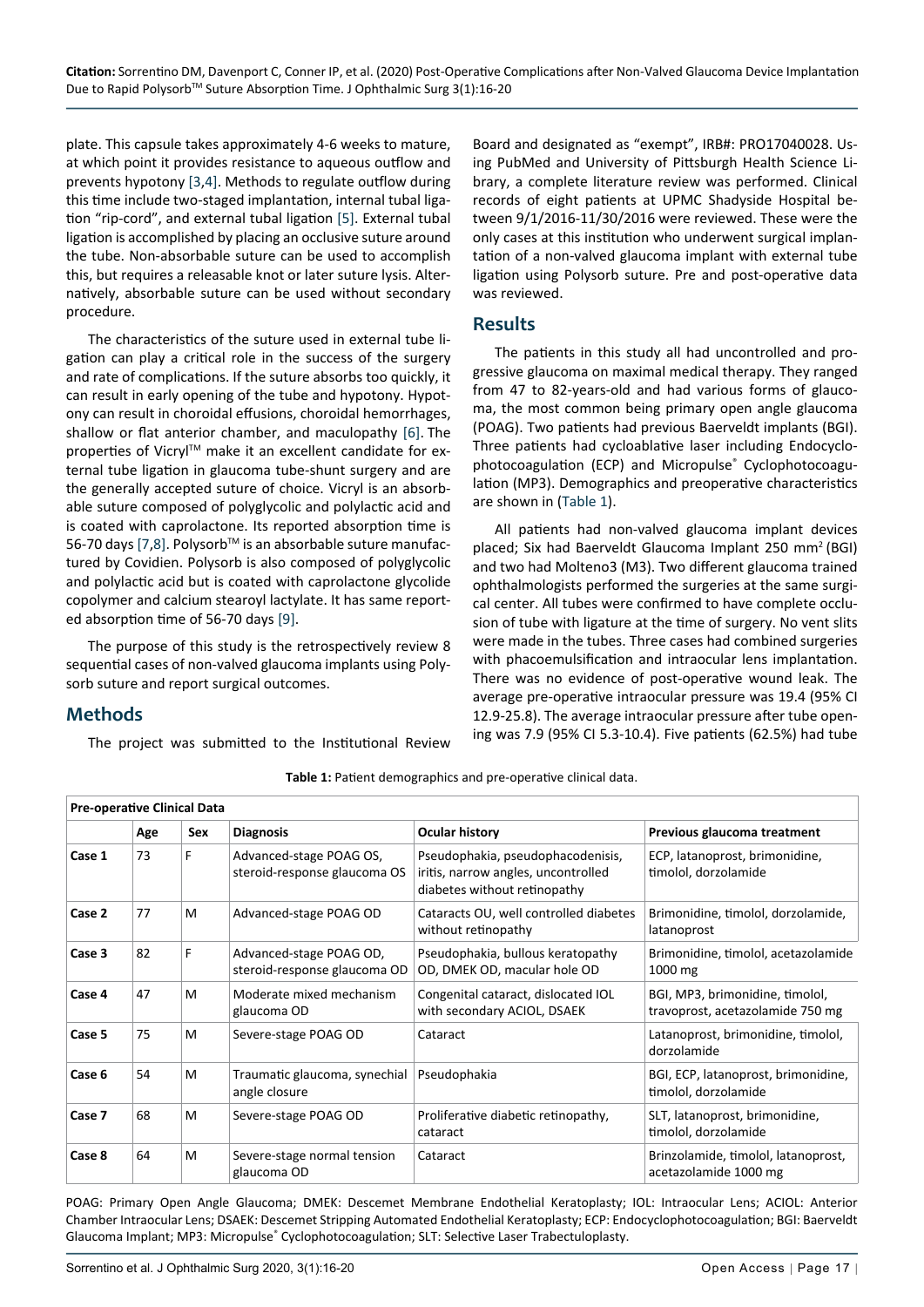plate. This capsule takes approximately 4-6 weeks to mature, at which point it provides resistance to aqueous outflow and prevents hypotony [3,4]. Methods to regulate outflow during this time include two-staged implantation, internal tubal ligation "rip-cord", and external tubal ligation [5]. External tubal ligation is accomplished by placing an occlusive suture around the tube. Non-absorbable suture can be used to accomplish this, but requires a releasable knot or later suture lysis. Alternatively, absorbable suture can be used without secondary procedure.

The characteristics of the suture used in external tube ligation can play a critical role in the success of the surgery and rate of complications. If the suture absorbs too quickly, it can result in early opening of the tube and hypotony. Hypotony can result in choroidal effusions, choroidal hemorrhages, shallow or flat anterior chamber, and maculopathy [6]. The properties of Vicryl™ make it an excellent candidate for external tube ligation in glaucoma tube-shunt surgery and are the generally accepted suture of choice. Vicryl is an absorbable suture composed of polyglycolic and polylactic acid and is coated with caprolactone. Its reported absorption time is 56-70 days [7,8]. Polysorb™ is an absorbable suture manufactured by Covidien. Polysorb is also composed of polyglycolic and polylactic acid but is coated with caprolactone glycolide copolymer and calcium stearoyl lactylate. It has same reported absorption time of 56-70 days [9].

The purpose of this study is the retrospectively review 8 sequential cases of non-valved glaucoma implants using Polysorb suture and report surgical outcomes.

## Methods

The project was submitted to the Institutional Review Board and designated as "exempt", IRB#: PRO17040028. Using PubMed and University of Pittsburgh Health Science Library, a complete literature review was performed. Clinical records of eight patients at UPMC Shadyside Hospital between 9/1/2016-11/30/2016 were reviewed. These were the only cases at this institution who underwent surgical implantation of a non-valved glaucoma implant with external tube ligation using Polysorb suture. Pre and post-operative data was reviewed.

## Results

The patients in this study all had uncontrolled and progressive glaucoma on maximal medical therapy. They ranged from 47 to 82-years-old and had various forms of glaucoma, the most common being primary open angle glaucoma (POAG). Two patients had previous Baerveldt implants (BGI). Three patients had cycloablative laser including Endocyclophotocoagulation (ECP) and Micropulse® Cyclophotocoagulation (MP3). Demographics and preoperative characteristics are shown in (Table 1).

All patients had non-valved glaucoma implant devices placed; Six had Baerveldt Glaucoma Implant 250 mm² (BGI) and two had Molteno3 (M3). Two different glaucoma trained ophthalmologists performed the surgeries at the same surgical center. All tubes were confirmed to have complete occlusion of tube with ligature at the time of surgery. No vent slits were made in the tubes. Three cases had combined surgeries with phacoemulsification and intraocular lens implantation. There was no evidence of post-operative wound leak. The average pre-operative intraocular pressure was 19.4 (95% CI 12.9-25.8). The average intraocular pressure after tube opening was 7.9 (95% CI 5.3-10.4). Five patients (62.5%) had tube

**Table 1:** Patient demographics and pre-operative clinical data.

| Pre-operative Clinical Data | | | | | |
|---|---|---|---|---|---|
| | Age | Sex | Diagnosis | Ocular history | Previous glaucoma treatment |
| Case 1 | 73 | F | Advanced-stage POAG OS, steroid-response glaucoma OS | Pseudophakia, pseudophacodenisis, iritis, narrow angles, uncontrolled diabetes without retinopathy | ECP, latanoprost, brimonidine, timolol, dorzolamide |
| Case 2 | 77 | M | Advanced-stage POAG OD | Cataracts OU, well controlled diabetes without retinopathy | Brimonidine, timolol, dorzolamide, latanoprost |
| Case 3 | 82 | F | Advanced-stage POAG OD, steroid-response glaucoma OD | Pseudophakia, bullous keratopathy OD, DMEK OD, macular hole OD | Brimonidine, timolol, acetazolamide 1000 mg |
| Case 4 | 47 | M | Moderate mixed mechanism glaucoma OD | Congenital cataract, dislocated IOL with secondary ACIOL, DSAEK | BGI, MP3, brimonidine, timolol, travoprost, acetazolamide 750 mg |
| Case 5 | 75 | M | Severe-stage POAG OD | Cataract | Latanoprost, brimonidine, timolol, dorzolamide |
| Case 6 | 54 | M | Traumatic glaucoma, synechial angle closure | Pseudophakia | BGI, ECP, latanoprost, brimonidine, timolol, dorzolamide |
| Case 7 | 68 | M | Severe-stage POAG OD | Proliferative diabetic retinopathy, cataract | SLT, latanoprost, brimonidine, timolol, dorzolamide |
| Case 8 | 64 | M | Severe-stage normal tension glaucoma OD | Cataract | Brinzolamide, timolol, latanoprost, acetazolamide 1000 mg |

POAG: Primary Open Angle Glaucoma; DMEK: Descemet Membrane Endothelial Keratoplasty; IOL: Intraocular Lens; ACIOL: Anterior Chamber Intraocular Lens; DSAEK: Descemet Stripping Automated Endothelial Keratoplasty; ECP: Endocyclophotocoagulation; BGI: Baerveldt Glaucoma Implant; MP3: Micropulse® Cyclophotocoagulation; SLT: Selective Laser Trabectuloplasty.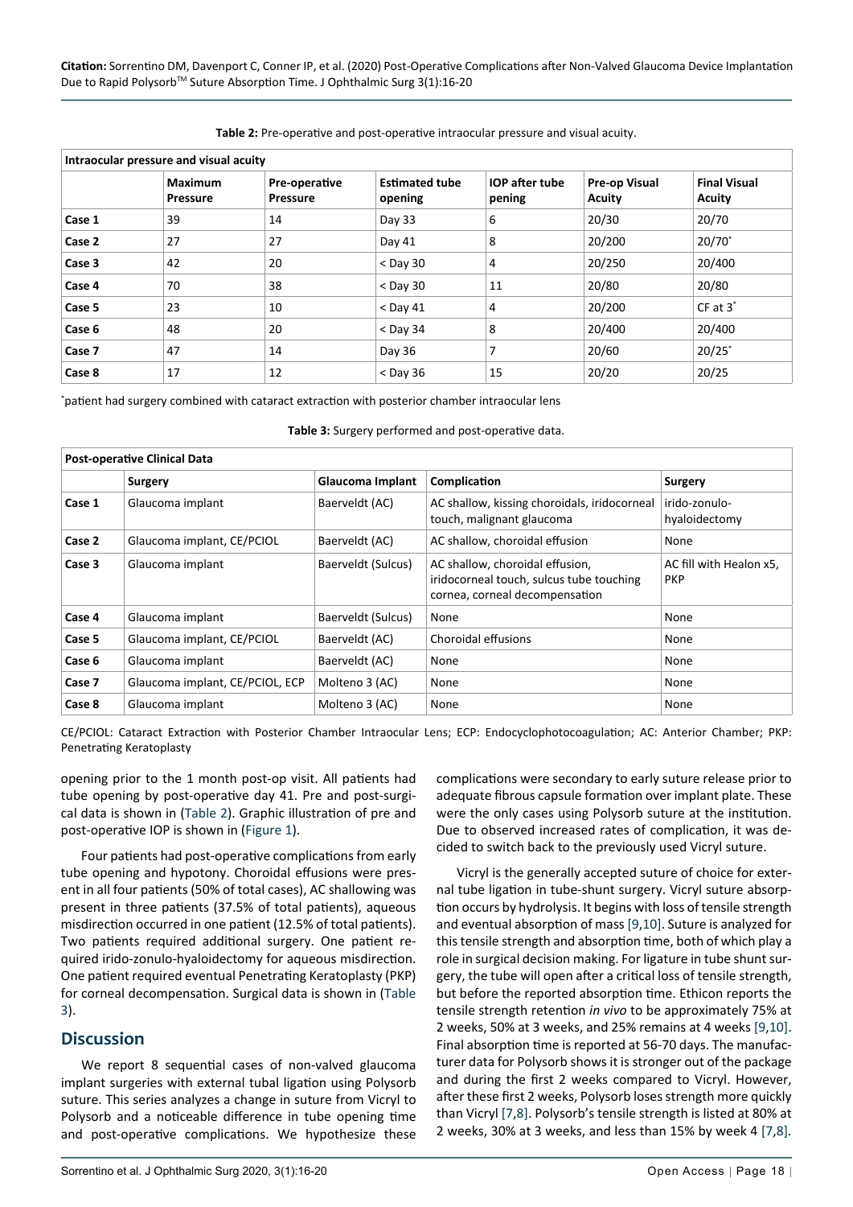**Table 2:** Pre-operative and post-operative intraocular pressure and visual acuity.

| Intraocular pressure and visual acuity | | | | | | |
|---|---|---|---|---|---|---|
| | **Maximum Pressure** | **Pre-operative Pressure** | **Estimated tube opening** | **IOP after tube pening** | **Pre-op Visual Acuity** | **Final Visual Acuity** |
| **Case 1** | 39 | 14 | Day 33 | 6 | 20/30 | 20/70 |
| **Case 2** | 27 | 27 | Day 41 | 8 | 20/200 | 20/70* |
| **Case 3** | 42 | 20 | < Day 30 | 4 | 20/250 | 20/400 |
| **Case 4** | 70 | 38 | < Day 30 | 11 | 20/80 | 20/80 |
| **Case 5** | 23 | 10 | < Day 41 | 4 | 20/200 | CF at 3* |
| **Case 6** | 48 | 20 | < Day 34 | 8 | 20/400 | 20/400 |
| **Case 7** | 47 | 14 | Day 36 | 7 | 20/60 | 20/25* |
| **Case 8** | 17 | 12 | < Day 36 | 15 | 20/20 | 20/25 |

*patient had surgery combined with cataract extraction with posterior chamber intraocular lens

**Table 3:** Surgery performed and post-operative data.

| Post-operative Clinical Data | | | | |
|---|---|---|---|---|
| | **Surgery** | **Glaucoma Implant** | **Complication** | **Surgery** |
| **Case 1** | Glaucoma implant | Baerveldt (AC) | AC shallow, kissing choroidals, iridocorneal touch, malignant glaucoma | irido-zonulo-hyaloidectomy |
| **Case 2** | Glaucoma implant, CE/PCIOL | Baerveldt (AC) | AC shallow, choroidal effusion | None |
| **Case 3** | Glaucoma implant | Baerveldt (Sulcus) | AC shallow, choroidal effusion, iridocorneal touch, sulcus tube touching cornea, corneal decompensation | AC fill with Healon x5, PKP |
| **Case 4** | Glaucoma implant | Baerveldt (Sulcus) | None | None |
| **Case 5** | Glaucoma implant, CE/PCIOL | Baerveldt (AC) | Choroidal effusions | None |
| **Case 6** | Glaucoma implant | Baerveldt (AC) | None | None |
| **Case 7** | Glaucoma implant, CE/PCIOL, ECP | Molteno 3 (AC) | None | None |
| **Case 8** | Glaucoma implant | Molteno 3 (AC) | None | None |

CE/PCIOL: Cataract Extraction with Posterior Chamber Intraocular Lens; ECP: Endocyclophotocoagulation; AC: Anterior Chamber; PKP: Penetrating Keratoplasty

opening prior to the 1 month post-op visit. All patients had tube opening by post-operative day 41. Pre and post-surgical data is shown in (Table 2). Graphic illustration of pre and post-operative IOP is shown in (Figure 1).

Four patients had post-operative complications from early tube opening and hypotony. Choroidal effusions were present in all four patients (50% of total cases), AC shallowing was present in three patients (37.5% of total patients), aqueous misdirection occurred in one patient (12.5% of total patients). Two patients required additional surgery. One patient required irido-zonulo-hyaloidectomy for aqueous misdirection. One patient required eventual Penetrating Keratoplasty (PKP) for corneal decompensation. Surgical data is shown in (Table 3).

## Discussion

We report 8 sequential cases of non-valved glaucoma implant surgeries with external tubal ligation using Polysorb suture. This series analyzes a change in suture from Vicryl to Polysorb and a noticeable difference in tube opening time and post-operative complications. We hypothesize these complications were secondary to early suture release prior to adequate fibrous capsule formation over implant plate. These were the only cases using Polysorb suture at the institution. Due to observed increased rates of complication, it was decided to switch back to the previously used Vicryl suture.

Vicryl is the generally accepted suture of choice for external tube ligation in tube-shunt surgery. Vicryl suture absorption occurs by hydrolysis. It begins with loss of tensile strength and eventual absorption of mass [9,10]. Suture is analyzed for this tensile strength and absorption time, both of which play a role in surgical decision making. For ligature in tube shunt surgery, the tube will open after a critical loss of tensile strength, but before the reported absorption time. Ethicon reports the tensile strength retention *in vivo* to be approximately 75% at 2 weeks, 50% at 3 weeks, and 25% remains at 4 weeks [9,10]. Final absorption time is reported at 56-70 days. The manufacturer data for Polysorb shows it is stronger out of the package and during the first 2 weeks compared to Vicryl. However, after these first 2 weeks, Polysorb loses strength more quickly than Vicryl [7,8]. Polysorb's tensile strength is listed at 80% at 2 weeks, 30% at 3 weeks, and less than 15% by week 4 [7,8].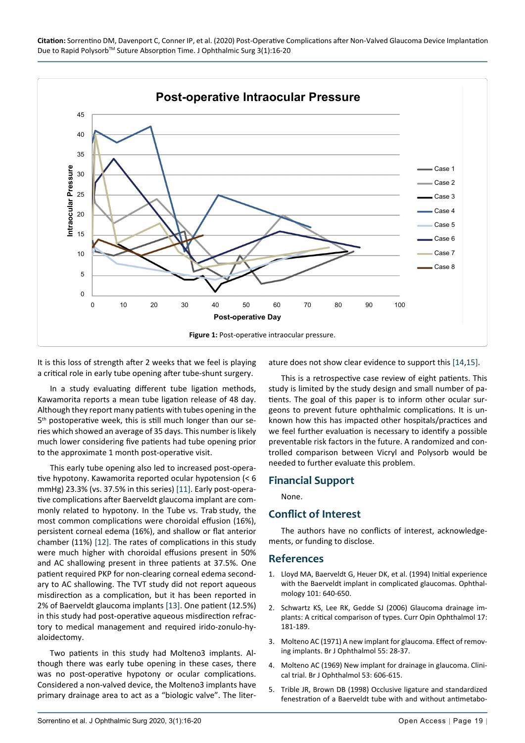**Figure 1:** Post-operative intraocular pressure.

It is this loss of strength after 2 weeks that we feel is playing a critical role in early tube opening after tube-shunt surgery.

In a study evaluating different tube ligation methods, Kawamorita reports a mean tube ligation release of 48 day. Although they report many patients with tubes opening in the 5th postoperative week, this is still much longer than our series which showed an average of 35 days. This number is likely much lower considering five patients had tube opening prior to the approximate 1 month post-operative visit.

This early tube opening also led to increased post-operative hypotony. Kawamorita reported ocular hypotension (< 6 mmHg) 23.3% (vs. 37.5% in this series) [11]. Early post-operative complications after Baerveldt glaucoma implant are commonly related to hypotony. In the Tube vs. Trab study, the most common complications were choroidal effusion (16%), persistent corneal edema (16%), and shallow or flat anterior chamber (11%) [12]. The rates of complications in this study were much higher with choroidal effusions present in 50% and AC shallowing present in three patients at 37.5%. One patient required PKP for non-clearing corneal edema secondary to AC shallowing. The TVT study did not report aqueous misdirection as a complication, but it has been reported in 2% of Baerveldt glaucoma implants [13]. One patient (12.5%) in this study had post-operative aqueous misdirection refractory to medical management and required irido-zonulo-hyaloidectomy.

Two patients in this study had Molteno3 implants. Although there was early tube opening in these cases, there was no post-operative hypotony or ocular complications. Considered a non-valved device, the Molteno3 implants have primary drainage area to act as a "biologic valve". The literature does not show clear evidence to support this [14,15].

This is a retrospective case review of eight patients. This study is limited by the study design and small number of patients. The goal of this paper is to inform other ocular surgeons to prevent future ophthalmic complications. It is unknown how this has impacted other hospitals/practices and we feel further evaluation is necessary to identify a possible preventable risk factors in the future. A randomized and controlled comparison between Vicryl and Polysorb would be needed to further evaluate this problem.

## Financial Support

None.

## Conflict of Interest

The authors have no conflicts of interest, acknowledgements, or funding to disclose.

## References

1. Lloyd MA, Baerveldt G, Heuer DK, et al. (1994) Initial experience with the Baerveldt implant in complicated glaucomas. Ophthalmology 101: 640-650.
2. Schwartz KS, Lee RK, Gedde SJ (2006) Glaucoma drainage implants: A critical comparison of types. Curr Opin Ophthalmol 17: 181-189.
3. Molteno AC (1971) A new implant for glaucoma. Effect of removing implants. Br J Ophthalmol 55: 28-37.
4. Molteno AC (1969) New implant for drainage in glaucoma. Clinical trial. Br J Ophthalmol 53: 606-615.
5. Trible JR, Brown DB (1998) Occlusive ligature and standardized fenestration of a Baerveldt tube with and without antimetabo-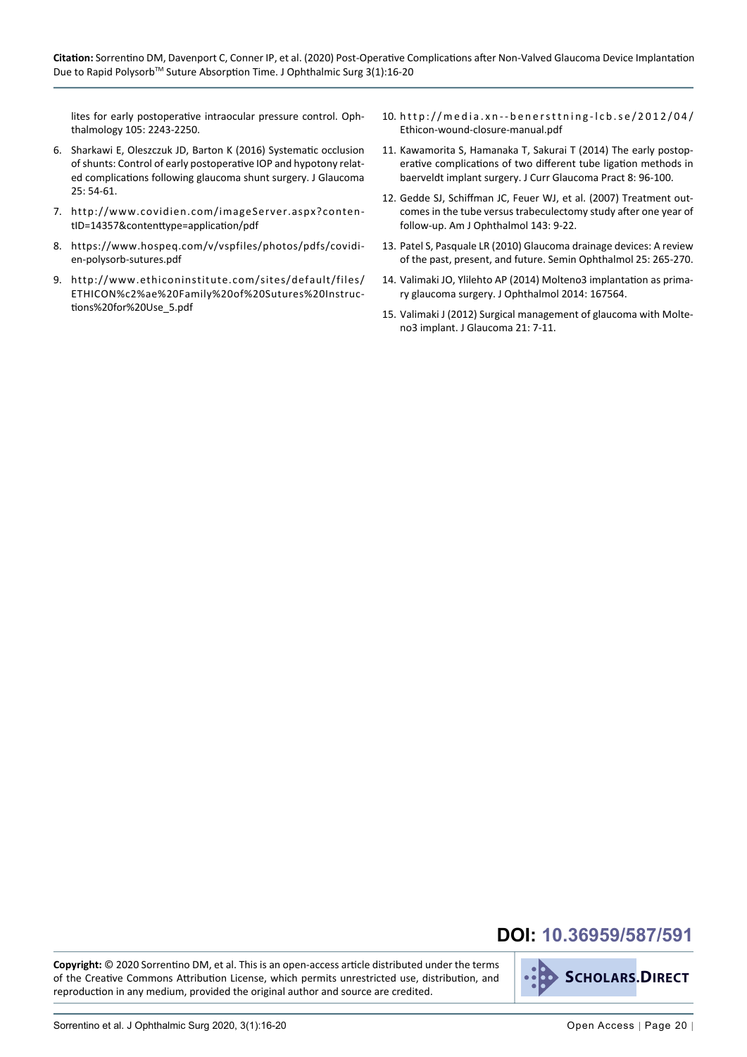lites for early postoperative intraocular pressure control. Ophthalmology 105: 2243-2250.

6. Sharkawi E, Oleszczuk JD, Barton K (2016) Systematic occlusion of shunts: Control of early postoperative IOP and hypotony related complications following glaucoma shunt surgery. J Glaucoma 25: 54-61.
7. http://www.covidien.com/imageServer.aspx?contentID=14357&contenttype=application/pdf
8. https://www.hospeq.com/v/vspfiles/photos/pdfs/covidien-polysorb-sutures.pdf
9. http://www.ethiconinstitute.com/sites/default/files/ETHICON%c2%ae%20Family%20of%20Sutures%20Instructions%20for%20Use_5.pdf
10. http://media.xn--benersttning-lcb.se/2012/04/Ethicon-wound-closure-manual.pdf
11. Kawamorita S, Hamanaka T, Sakurai T (2014) The early postoperative complications of two different tube ligation methods in baerveldt implant surgery. J Curr Glaucoma Pract 8: 96-100.
12. Gedde SJ, Schiffman JC, Feuer WJ, et al. (2007) Treatment outcomes in the tube versus trabeculectomy study after one year of follow-up. Am J Ophthalmol 143: 9-22.
13. Patel S, Pasquale LR (2010) Glaucoma drainage devices: A review of the past, present, and future. Semin Ophthalmol 25: 265-270.
14. Valimaki JO, Ylilehto AP (2014) Molteno3 implantation as primary glaucoma surgery. J Ophthalmol 2014: 167564.
15. Valimaki J (2012) Surgical management of glaucoma with Molteno3 implant. J Glaucoma 21: 7-11.

**DOI: 10.36959/587/591**

**Copyright:** © 2020 Sorrentino DM, et al. This is an open-access article distributed under the terms of the Creative Commons Attribution License, which permits unrestricted use, distribution, and reproduction in any medium, provided the original author and source are credited.